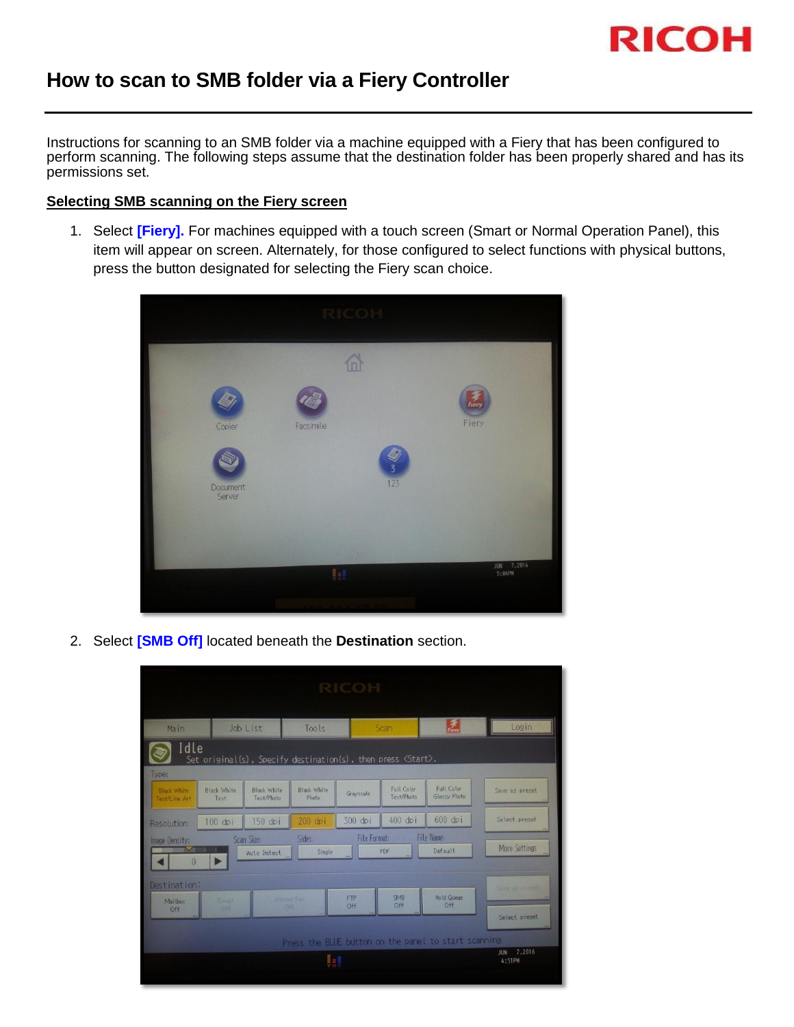# How to scan to SMB folder via a Fiery Controller

Instructions for scanning to an SMB folder via a machine equipped with a Fiery that has been configured to perform scanning. The following steps assume that the destination folder has been properly shared and has its permissions set.

## Selecting SMB scanning on the Fiery screen

1. Select **[Fiery].** For machines equipped with a touch screen (Smart or Normal Operation Panel), this item will appear on screen. Alternately, for those configured to select functions with physical buttons, press the button designated for selecting the Fiery scan choice.

2. Select **[SMB Off]** located beneath the **Destination** section.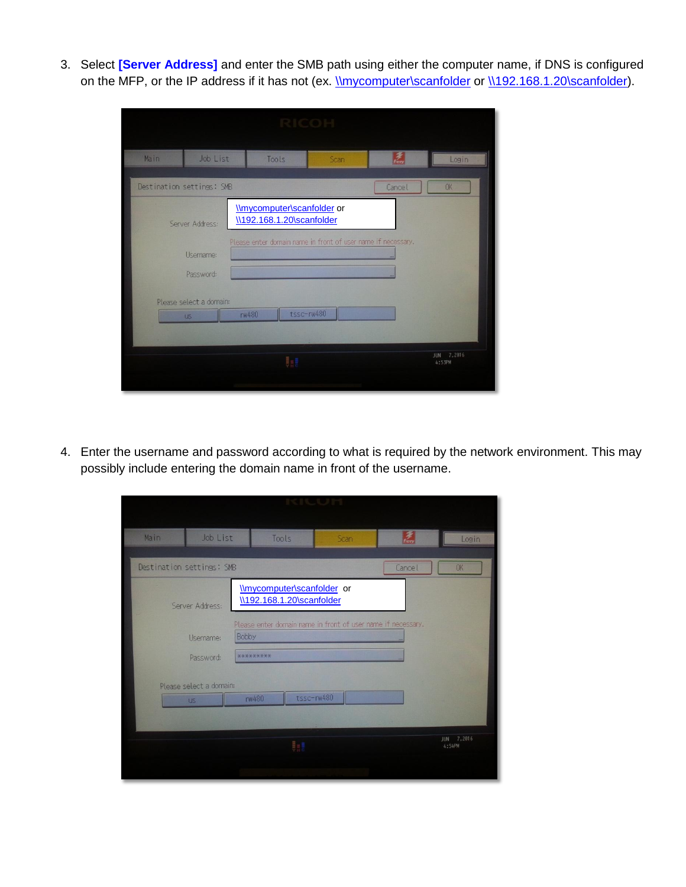3. Select **[Server Address]** and enter the SMB path using either the computer name, if DNS is configured on the MFP, or the IP address if it has not (ex. \\mycomputer\scanfolder or \\192.168.1.20\scanfolder).

4. Enter the username and password according to what is required by the network environment. This may possibly include entering the domain name in front of the username.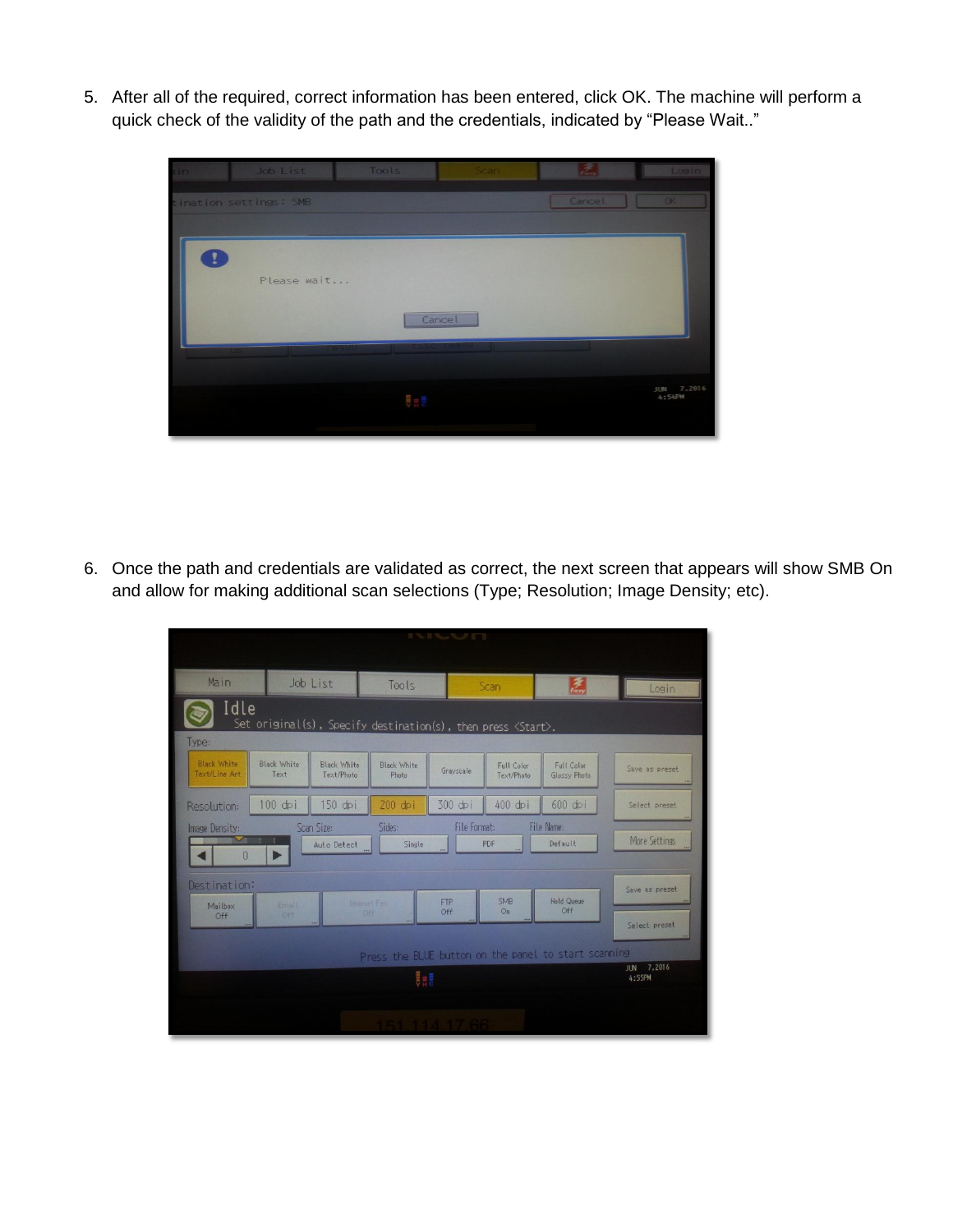5. After all of the required, correct information has been entered, click OK. The machine will perform a quick check of the validity of the path and the credentials, indicated by "Please Wait.."

6. Once the path and credentials are validated as correct, the next screen that appears will show SMB On and allow for making additional scan selections (Type; Resolution; Image Density; etc).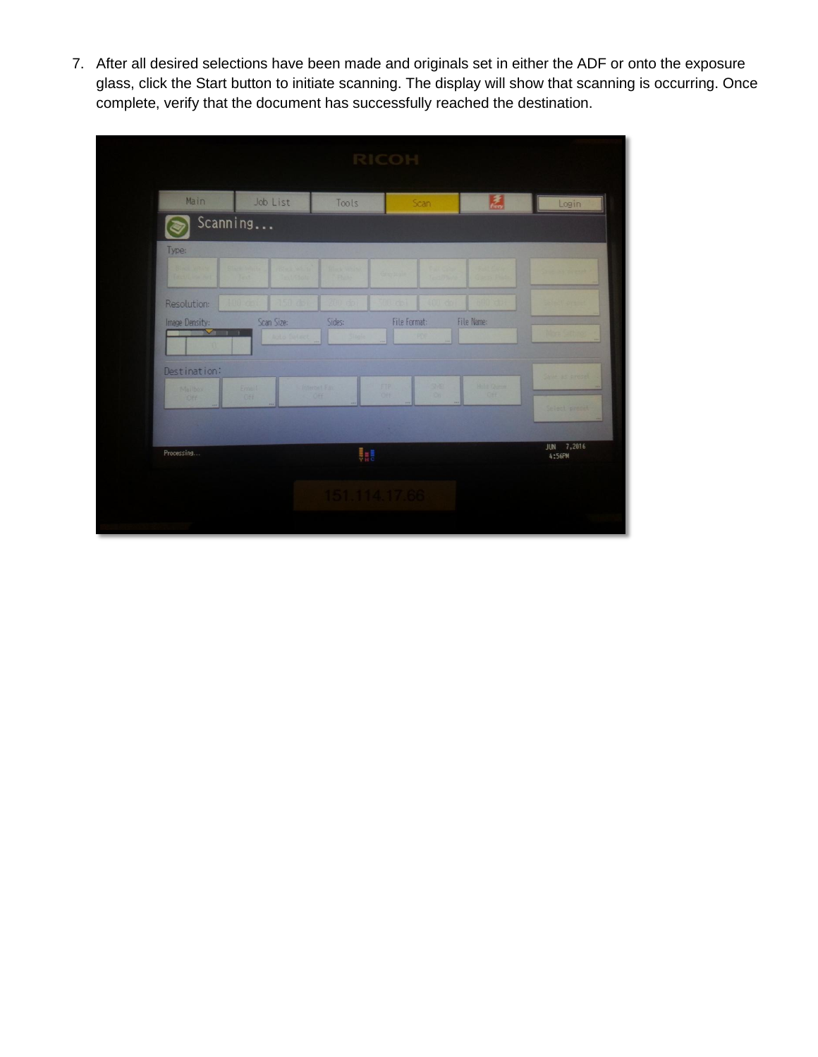7. After all desired selections have been made and originals set in either the ADF or onto the exposure glass, click the Start button to initiate scanning. The display will show that scanning is occurring. Once complete, verify that the document has successfully reached the destination.